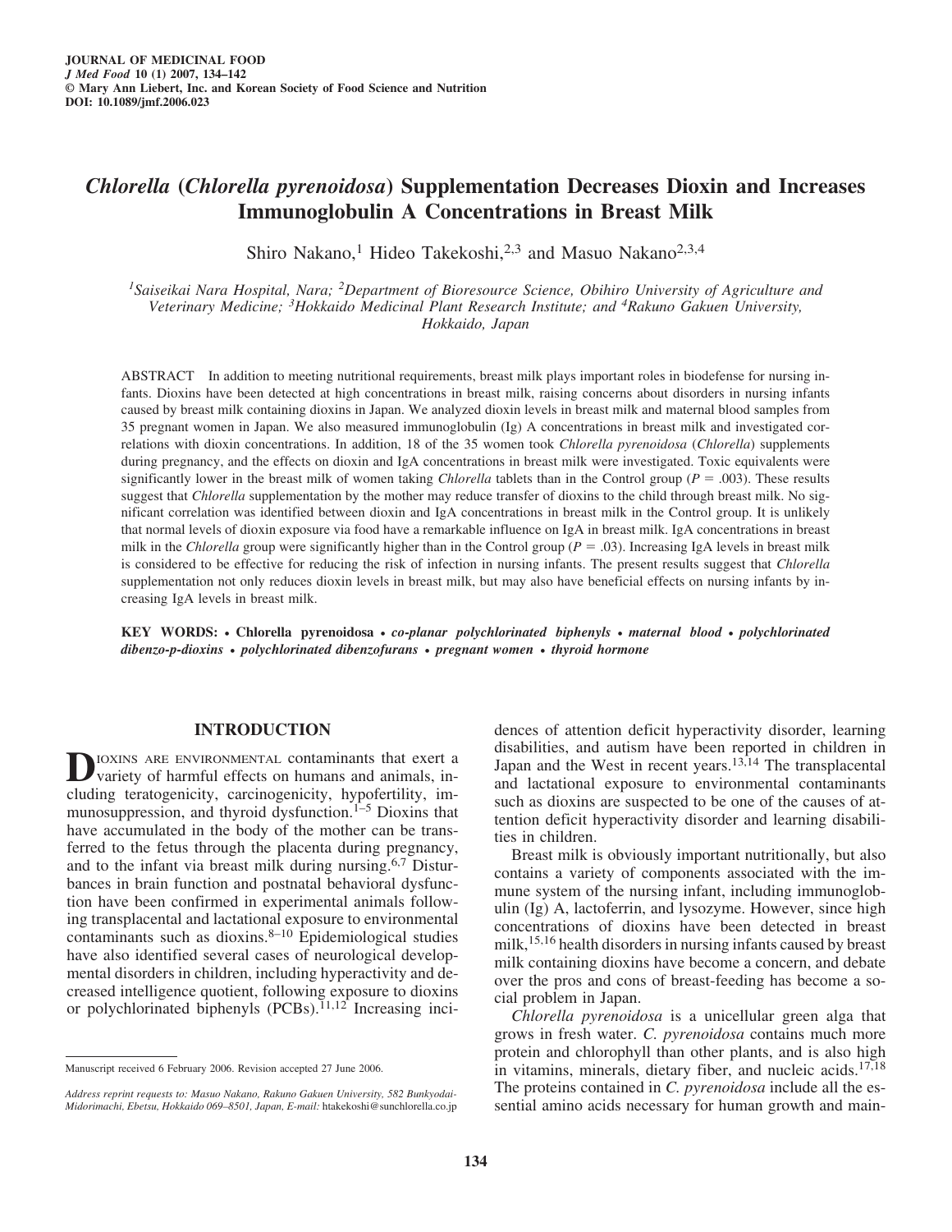# *Chlorella* (*Chlorella pyrenoidosa*) Supplementation Decreases Dioxin and Increases Immunoglobulin A Concentrations in Breast Milk

Shiro Nakano,[1] Hideo Takekoshi,[2,3] and Masuo Nakano[2,3,4]

[1]*Saiseikai Nara Hospital, Nara;* [2]*Department of Bioresource Science, Obihiro University of Agriculture and Veterinary Medicine;* [3]*Hokkaido Medicinal Plant Research Institute; and* [4]*Rakuno Gakuen University, Hokkaido, Japan*

ABSTRACT In addition to meeting nutritional requirements, breast milk plays important roles in biodefense for nursing infants. Dioxins have been detected at high concentrations in breast milk, raising concerns about disorders in nursing infants caused by breast milk containing dioxins in Japan. We analyzed dioxin levels in breast milk and maternal blood samples from 35 pregnant women in Japan. We also measured immunoglobulin (Ig) A concentrations in breast milk and investigated correlations with dioxin concentrations. In addition, 18 of the 35 women took *Chlorella pyrenoidosa* (*Chlorella*) supplements during pregnancy, and the effects on dioxin and IgA concentrations in breast milk were investigated. Toxic equivalents were significantly lower in the breast milk of women taking *Chlorella* tablets than in the Control group ($P = .003$). These results suggest that *Chlorella* supplementation by the mother may reduce transfer of dioxins to the child through breast milk. No significant correlation was identified between dioxin and IgA concentrations in breast milk in the Control group. It is unlikely that normal levels of dioxin exposure via food have a remarkable influence on IgA in breast milk. IgA concentrations in breast milk in the *Chlorella* group were significantly higher than in the Control group ($P = .03$). Increasing IgA levels in breast milk is considered to be effective for reducing the risk of infection in nursing infants. The present results suggest that *Chlorella* supplementation not only reduces dioxin levels in breast milk, but may also have beneficial effects on nursing infants by increasing IgA levels in breast milk.

**KEY WORDS:** • **Chlorella pyrenoidosa** • ***co-planar polychlorinated biphenyls*** • ***maternal blood*** • ***polychlorinated dibenzo-p-dioxins*** • ***polychlorinated dibenzofurans*** • ***pregnant women*** • ***thyroid hormone***

## INTRODUCTION

Dioxins are environmental contaminants that exert a variety of harmful effects on humans and animals, including teratogenicity, carcinogenicity, hypofertility, immunosuppression, and thyroid dysfunction.[1–5] Dioxins that have accumulated in the body of the mother can be transferred to the fetus through the placenta during pregnancy, and to the infant via breast milk during nursing.[6,7] Disturbances in brain function and postnatal behavioral dysfunction have been confirmed in experimental animals following transplacental and lactational exposure to environmental contaminants such as dioxins.[8–10] Epidemiological studies have also identified several cases of neurological developmental disorders in children, including hyperactivity and decreased intelligence quotient, following exposure to dioxins or polychlorinated biphenyls (PCBs).[11,12] Increasing incidences of attention deficit hyperactivity disorder, learning disabilities, and autism have been reported in children in Japan and the West in recent years.[13,14] The transplacental and lactational exposure to environmental contaminants such as dioxins are suspected to be one of the causes of attention deficit hyperactivity disorder and learning disabilities in children.

Breast milk is obviously important nutritionally, but also contains a variety of components associated with the immune system of the nursing infant, including immunoglobulin (Ig) A, lactoferrin, and lysozyme. However, since high concentrations of dioxins have been detected in breast milk,[15,16] health disorders in nursing infants caused by breast milk containing dioxins have become a concern, and debate over the pros and cons of breast-feeding has become a social problem in Japan.

*Chlorella pyrenoidosa* is a unicellular green alga that grows in fresh water. *C. pyrenoidosa* contains much more protein and chlorophyll than other plants, and is also high in vitamins, minerals, dietary fiber, and nucleic acids.[17,18] The proteins contained in *C. pyrenoidosa* include all the essential amino acids necessary for human growth and main-

Manuscript received 6 February 2006. Revision accepted 27 June 2006.

*Address reprint requests to: Masuo Nakano, Rakuno Gakuen University, 582 Bunkyodai-Midorimachi, Ebetsu, Hokkaido 069–8501, Japan, E-mail:* htakekoshi@sunchlorella.co.jp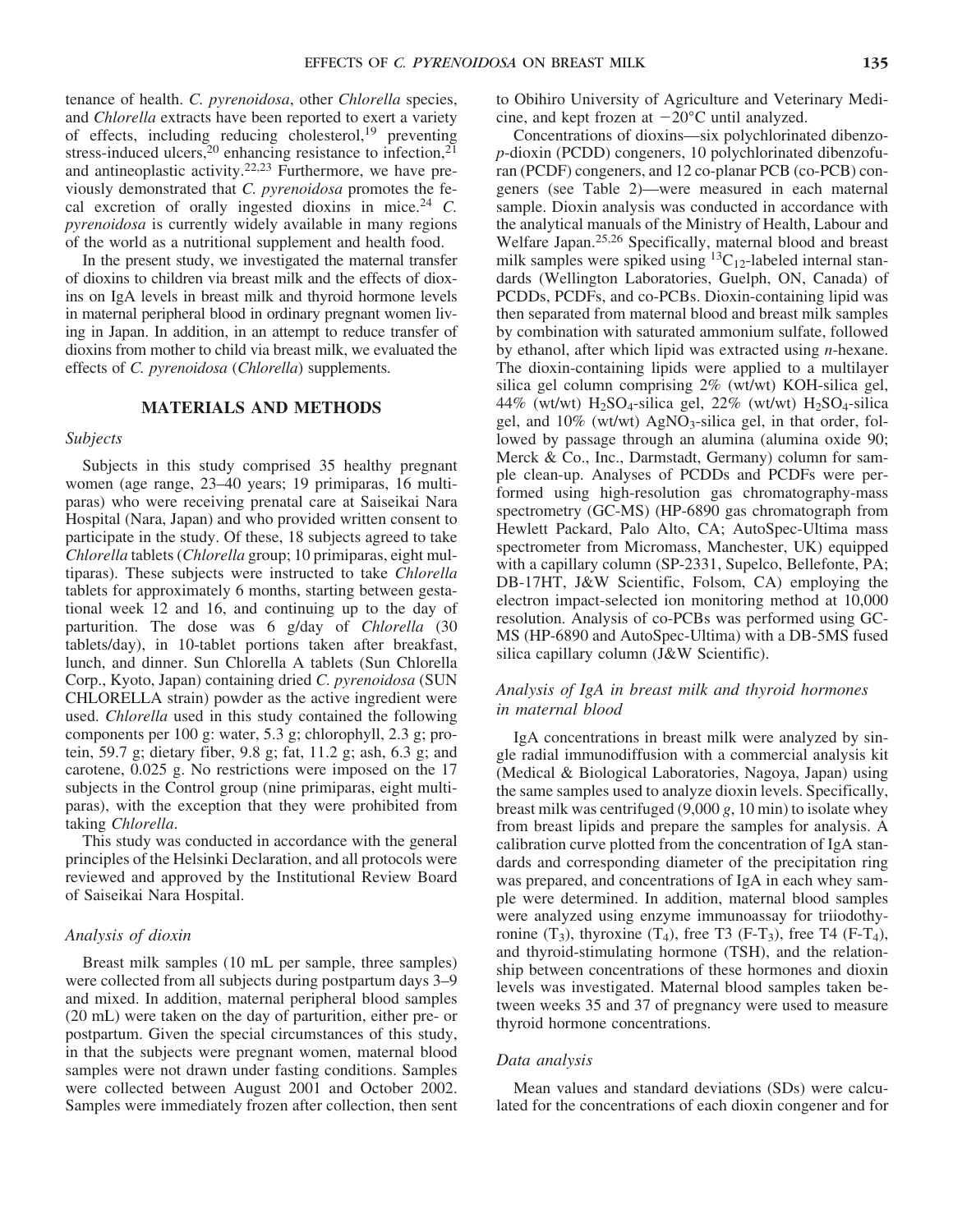tenance of health. *C. pyrenoidosa*, other *Chlorella* species, and *Chlorella* extracts have been reported to exert a variety of effects, including reducing cholesterol,[19] preventing stress-induced ulcers,[20] enhancing resistance to infection,[21] and antineoplastic activity.[22,23] Furthermore, we have previously demonstrated that *C. pyrenoidosa* promotes the fecal excretion of orally ingested dioxins in mice.[24] *C. pyrenoidosa* is currently widely available in many regions of the world as a nutritional supplement and health food.

In the present study, we investigated the maternal transfer of dioxins to children via breast milk and the effects of dioxins on IgA levels in breast milk and thyroid hormone levels in maternal peripheral blood in ordinary pregnant women living in Japan. In addition, in an attempt to reduce transfer of dioxins from mother to child via breast milk, we evaluated the effects of *C. pyrenoidosa* (*Chlorella*) supplements.

## MATERIALS AND METHODS

### *Subjects*

Subjects in this study comprised 35 healthy pregnant women (age range, 23–40 years; 19 primiparas, 16 multiparas) who were receiving prenatal care at Saiseikai Nara Hospital (Nara, Japan) and who provided written consent to participate in the study. Of these, 18 subjects agreed to take *Chlorella* tablets (*Chlorella* group; 10 primiparas, eight multiparas). These subjects were instructed to take *Chlorella* tablets for approximately 6 months, starting between gestational week 12 and 16, and continuing up to the day of parturition. The dose was 6 g/day of *Chlorella* (30 tablets/day), in 10-tablet portions taken after breakfast, lunch, and dinner. Sun Chlorella A tablets (Sun Chlorella Corp., Kyoto, Japan) containing dried *C. pyrenoidosa* (SUN CHLORELLA strain) powder as the active ingredient were used. *Chlorella* used in this study contained the following components per 100 g: water, 5.3 g; chlorophyll, 2.3 g; protein, 59.7 g; dietary fiber, 9.8 g; fat, 11.2 g; ash, 6.3 g; and carotene, 0.025 g. No restrictions were imposed on the 17 subjects in the Control group (nine primiparas, eight multiparas), with the exception that they were prohibited from taking *Chlorella*.

This study was conducted in accordance with the general principles of the Helsinki Declaration, and all protocols were reviewed and approved by the Institutional Review Board of Saiseikai Nara Hospital.

### *Analysis of dioxin*

Breast milk samples (10 mL per sample, three samples) were collected from all subjects during postpartum days 3–9 and mixed. In addition, maternal peripheral blood samples (20 mL) were taken on the day of parturition, either pre- or postpartum. Given the special circumstances of this study, in that the subjects were pregnant women, maternal blood samples were not drawn under fasting conditions. Samples were collected between August 2001 and October 2002. Samples were immediately frozen after collection, then sent to Obihiro University of Agriculture and Veterinary Medicine, and kept frozen at −20°C until analyzed.

Concentrations of dioxins—six polychlorinated dibenzo-*p*-dioxin (PCDD) congeners, 10 polychlorinated dibenzofuran (PCDF) congeners, and 12 co-planar PCB (co-PCB) congeners (see Table 2)—were measured in each maternal sample. Dioxin analysis was conducted in accordance with the analytical manuals of the Ministry of Health, Labour and Welfare Japan.[25,26] Specifically, maternal blood and breast milk samples were spiked using $^{13}C_{12}$-labeled internal standards (Wellington Laboratories, Guelph, ON, Canada) of PCDDs, PCDFs, and co-PCBs. Dioxin-containing lipid was then separated from maternal blood and breast milk samples by combination with saturated ammonium sulfate, followed by ethanol, after which lipid was extracted using *n*-hexane. The dioxin-containing lipids were applied to a multilayer silica gel column comprising 2% (wt/wt) KOH-silica gel, 44% (wt/wt) $H_2SO_4$-silica gel, 22% (wt/wt) $H_2SO_4$-silica gel, and 10% (wt/wt) $AgNO_3$-silica gel, in that order, followed by passage through an alumina (alumina oxide 90; Merck & Co., Inc., Darmstadt, Germany) column for sample clean-up. Analyses of PCDDs and PCDFs were performed using high-resolution gas chromatography-mass spectrometry (GC-MS) (HP-6890 gas chromatograph from Hewlett Packard, Palo Alto, CA; AutoSpec-Ultima mass spectrometer from Micromass, Manchester, UK) equipped with a capillary column (SP-2331, Supelco, Bellefonte, PA; DB-17HT, J&W Scientific, Folsom, CA) employing the electron impact-selected ion monitoring method at 10,000 resolution. Analysis of co-PCBs was performed using GC-MS (HP-6890 and AutoSpec-Ultima) with a DB-5MS fused silica capillary column (J&W Scientific).

### *Analysis of IgA in breast milk and thyroid hormones in maternal blood*

IgA concentrations in breast milk were analyzed by single radial immunodiffusion with a commercial analysis kit (Medical & Biological Laboratories, Nagoya, Japan) using the same samples used to analyze dioxin levels. Specifically, breast milk was centrifuged (9,000 *g*, 10 min) to isolate whey from breast lipids and prepare the samples for analysis. A calibration curve plotted from the concentration of IgA standards and corresponding diameter of the precipitation ring was prepared, and concentrations of IgA in each whey sample were determined. In addition, maternal blood samples were analyzed using enzyme immunoassay for triiodothyronine ($T_3$), thyroxine ($T_4$), free T3 (F-$T_3$), free T4 (F-$T_4$), and thyroid-stimulating hormone (TSH), and the relationship between concentrations of these hormones and dioxin levels was investigated. Maternal blood samples taken between weeks 35 and 37 of pregnancy were used to measure thyroid hormone concentrations.

### *Data analysis*

Mean values and standard deviations (SDs) were calculated for the concentrations of each dioxin congener and for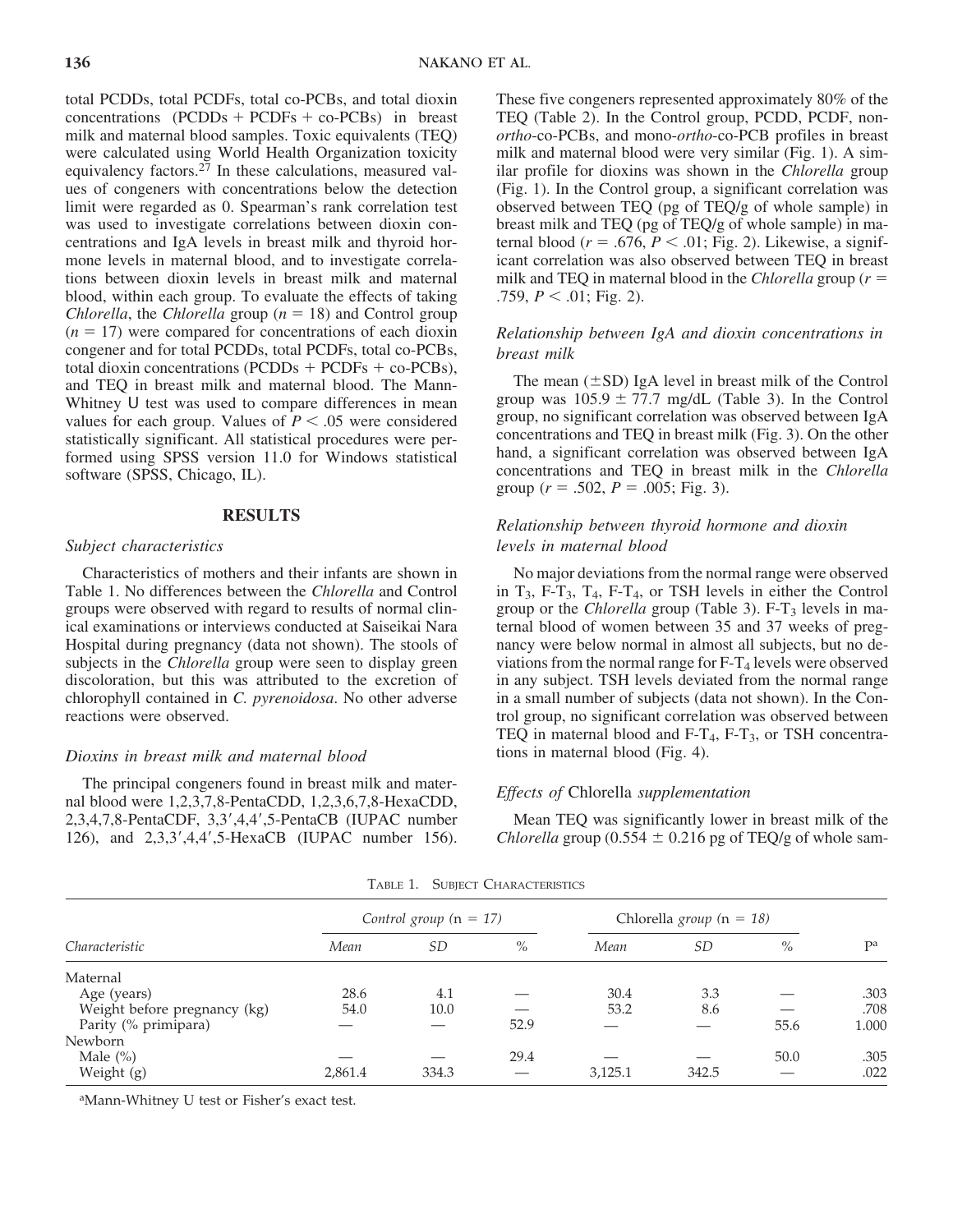total PCDDs, total PCDFs, total co-PCBs, and total dioxin concentrations (PCDDs + PCDFs + co-PCBs) in breast milk and maternal blood samples. Toxic equivalents (TEQ) were calculated using World Health Organization toxicity equivalency factors.[27] In these calculations, measured values of congeners with concentrations below the detection limit were regarded as 0. Spearman's rank correlation test was used to investigate correlations between dioxin concentrations and IgA levels in breast milk and thyroid hormone levels in maternal blood, and to investigate correlations between dioxin levels in breast milk and maternal blood, within each group. To evaluate the effects of taking *Chlorella*, the *Chlorella* group ($n = 18$) and Control group ($n = 17$) were compared for concentrations of each dioxin congener and for total PCDDs, total PCDFs, total co-PCBs, total dioxin concentrations (PCDDs + PCDFs + co-PCBs), and TEQ in breast milk and maternal blood. The Mann-Whitney U test was used to compare differences in mean values for each group. Values of $P < .05$ were considered statistically significant. All statistical procedures were performed using SPSS version 11.0 for Windows statistical software (SPSS, Chicago, IL).

## RESULTS

### *Subject characteristics*

Characteristics of mothers and their infants are shown in Table 1. No differences between the *Chlorella* and Control groups were observed with regard to results of normal clinical examinations or interviews conducted at Saiseikai Nara Hospital during pregnancy (data not shown). The stools of subjects in the *Chlorella* group were seen to display green discoloration, but this was attributed to the excretion of chlorophyll contained in *C. pyrenoidosa*. No other adverse reactions were observed.

### *Dioxins in breast milk and maternal blood*

The principal congeners found in breast milk and maternal blood were 1,2,3,7,8-PentaCDD, 1,2,3,6,7,8-HexaCDD, 2,3,4,7,8-PentaCDF, 3,3′,4,4′,5-PentaCB (IUPAC number 126), and 2,3,3′,4,4′,5-HexaCB (IUPAC number 156). These five congeners represented approximately 80% of the TEQ (Table 2). In the Control group, PCDD, PCDF, non-*ortho*-co-PCBs, and mono-*ortho*-co-PCB profiles in breast milk and maternal blood were very similar (Fig. 1). A similar profile for dioxins was shown in the *Chlorella* group (Fig. 1). In the Control group, a significant correlation was observed between TEQ (pg of TEQ/g of whole sample) in breast milk and TEQ (pg of TEQ/g of whole sample) in maternal blood ($r = .676$, $P < .01$; Fig. 2). Likewise, a significant correlation was also observed between TEQ in breast milk and TEQ in maternal blood in the *Chlorella* group ($r = .759$, $P < .01$; Fig. 2).

### *Relationship between IgA and dioxin concentrations in breast milk*

The mean (±SD) IgA level in breast milk of the Control group was $105.9 \pm 77.7$ mg/dL (Table 3). In the Control group, no significant correlation was observed between IgA concentrations and TEQ in breast milk (Fig. 3). On the other hand, a significant correlation was observed between IgA concentrations and TEQ in breast milk in the *Chlorella* group ($r = .502$, $P = .005$; Fig. 3).

### *Relationship between thyroid hormone and dioxin levels in maternal blood*

No major deviations from the normal range were observed in $T_3$, F-$T_3$, $T_4$, F-$T_4$, or TSH levels in either the Control group or the *Chlorella* group (Table 3). F-$T_3$ levels in maternal blood of women between 35 and 37 weeks of pregnancy were below normal in almost all subjects, but no deviations from the normal range for F-$T_4$ levels were observed in any subject. TSH levels deviated from the normal range in a small number of subjects (data not shown). In the Control group, no significant correlation was observed between TEQ in maternal blood and F-$T_4$, F-$T_3$, or TSH concentrations in maternal blood (Fig. 4).

### *Effects of* Chlorella *supplementation*

Mean TEQ was significantly lower in breast milk of the *Chlorella* group (0.554 ± 0.216 pg of TEQ/g of whole sam-

TABLE 1. SUBJECT CHARACTERISTICS

| Characteristic | *Control group (n = 17)* | | | Chlorella *group (n = 18)* | | | P[a] |
|---|---|---|---|---|---|---|---|
| | *Mean* | *SD* | *%* | *Mean* | *SD* | *%* | |
| Maternal | | | | | | | |
| Age (years) | 28.6 | 4.1 | — | 30.4 | 3.3 | — | .303 |
| Weight before pregnancy (kg) | 54.0 | 10.0 | — | 53.2 | 8.6 | — | .708 |
| Parity (% primipara) | — | — | 52.9 | — | — | 55.6 | 1.000 |
| Newborn | | | | | | | |
| Male (%) | — | — | 29.4 | — | — | 50.0 | .305 |
| Weight (g) | 2,861.4 | 334.3 | — | 3,125.1 | 342.5 | — | .022 |

[a]Mann-Whitney U test or Fisher's exact test.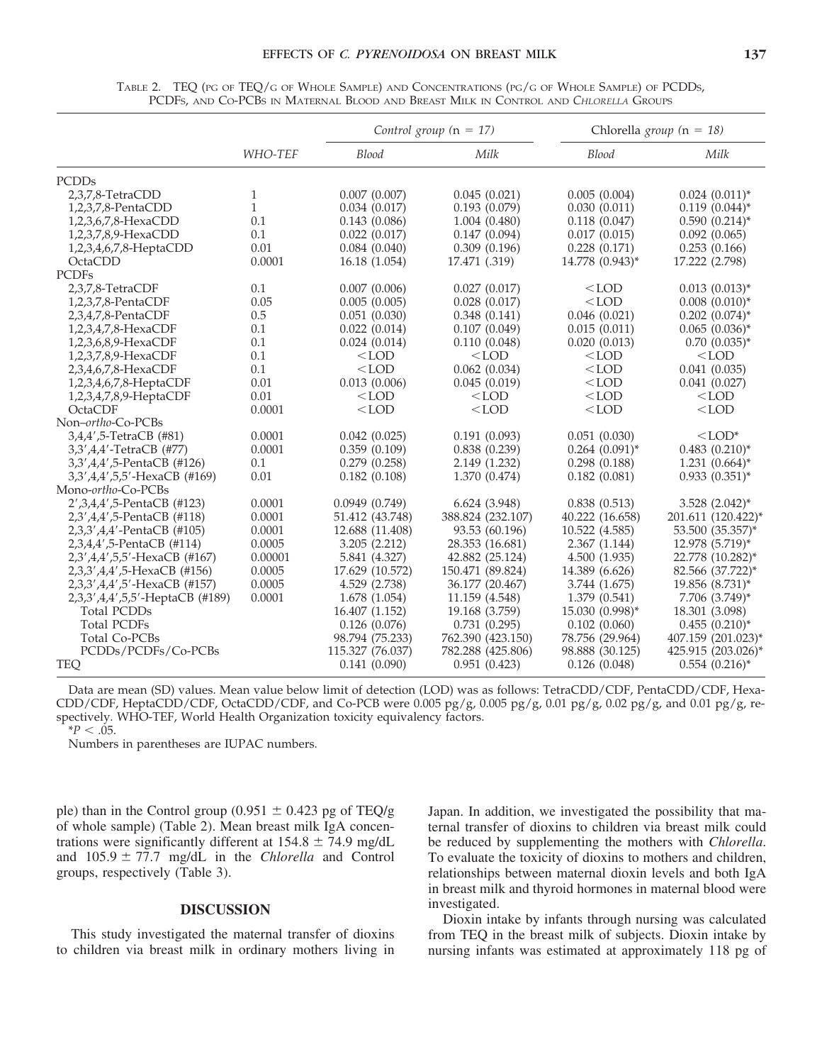Table 2. TEQ (pg of TEQ/g of Whole Sample) and Concentrations (pg/g of Whole Sample) of PCDDs, PCDFs, and Co-PCBs in Maternal Blood and Breast Milk in Control and *Chlorella* Groups

| | WHO-TEF | *Control group* (n = 17) | | Chlorella *group* (n = 18) | |
|---|---|---|---|---|---|
| | | *Blood* | *Milk* | *Blood* | *Milk* |
| PCDDs | | | | | |
| 2,3,7,8-TetraCDD | 1 | 0.007 (0.007) | 0.045 (0.021) | 0.005 (0.004) | 0.024 (0.011)* |
| 1,2,3,7,8-PentaCDD | 1 | 0.034 (0.017) | 0.193 (0.079) | 0.030 (0.011) | 0.119 (0.044)* |
| 1,2,3,6,7,8-HexaCDD | 0.1 | 0.143 (0.086) | 1.004 (0.480) | 0.118 (0.047) | 0.590 (0.214)* |
| 1,2,3,7,8,9-HexaCDD | 0.1 | 0.022 (0.017) | 0.147 (0.094) | 0.017 (0.015) | 0.092 (0.065) |
| 1,2,3,4,6,7,8-HeptaCDD | 0.01 | 0.084 (0.040) | 0.309 (0.196) | 0.228 (0.171) | 0.253 (0.166) |
| OctaCDD | 0.0001 | 16.18 (1.054) | 17.471 (.319) | 14.778 (0.943)* | 17.222 (2.798) |
| PCDFs | | | | | |
| 2,3,7,8-TetraCDF | 0.1 | 0.007 (0.006) | 0.027 (0.017) | <LOD | 0.013 (0.013)* |
| 1,2,3,7,8-PentaCDF | 0.05 | 0.005 (0.005) | 0.028 (0.017) | <LOD | 0.008 (0.010)* |
| 2,3,4,7,8-PentaCDF | 0.5 | 0.051 (0.030) | 0.348 (0.141) | 0.046 (0.021) | 0.202 (0.074)* |
| 1,2,3,4,7,8-HexaCDF | 0.1 | 0.022 (0.014) | 0.107 (0.049) | 0.015 (0.011) | 0.065 (0.036)* |
| 1,2,3,6,8,9-HexaCDF | 0.1 | 0.024 (0.014) | 0.110 (0.048) | 0.020 (0.013) | 0.70 (0.035)* |
| 1,2,3,7,8,9-HexaCDF | 0.1 | <LOD | <LOD | <LOD | <LOD |
| 2,3,4,6,7,8-HexaCDF | 0.1 | <LOD | 0.062 (0.034) | <LOD | 0.041 (0.035) |
| 1,2,3,4,6,7,8-HeptaCDF | 0.01 | 0.013 (0.006) | 0.045 (0.019) | <LOD | 0.041 (0.027) |
| 1,2,3,4,7,8,9-HeptaCDF | 0.01 | <LOD | <LOD | <LOD | <LOD |
| OctaCDF | 0.0001 | <LOD | <LOD | <LOD | <LOD |
| Non–*ortho*-Co-PCBs | | | | | |
| 3,4,4′,5-TetraCB (#81) | 0.0001 | 0.042 (0.025) | 0.191 (0.093) | 0.051 (0.030) | <LOD* |
| 3,3′,4,4′-TetraCB (#77) | 0.0001 | 0.359 (0.109) | 0.838 (0.239) | 0.264 (0.091)* | 0.483 (0.210)* |
| 3,3′,4,4′,5-PentaCB (#126) | 0.1 | 0.279 (0.258) | 2.149 (1.232) | 0.298 (0.188) | 1.231 (0.664)* |
| 3,3′,4,4′,5,5′-HexaCB (#169) | 0.01 | 0.182 (0.108) | 1.370 (0.474) | 0.182 (0.081) | 0.933 (0.351)* |
| Mono-*ortho*-Co-PCBs | | | | | |
| 2′,3,4,4′,5-PentaCB (#123) | 0.0001 | 0.0949 (0.749) | 6.624 (3.948) | 0.838 (0.513) | 3.528 (2.042)* |
| 2,3′,4,4′,5-PentaCB (#118) | 0.0001 | 51.412 (43.748) | 388.824 (232.107) | 40.222 (16.658) | 201.611 (120.422)* |
| 2,3,3′,4,4′-PentaCB (#105) | 0.0001 | 12.688 (11.408) | 93.53 (60.196) | 10.522 (4.585) | 53.500 (35.357)* |
| 2,3,4,4′,5-PentaCB (#114) | 0.0005 | 3.205 (2.212) | 28.353 (16.681) | 2.367 (1.144) | 12.978 (5.719)* |
| 2,3′,4,4′,5,5′-HexaCB (#167) | 0.00001 | 5.841 (4.327) | 42.882 (25.124) | 4.500 (1.935) | 22.778 (10.282)* |
| 2,3,3′,4,4′,5-HexaCB (#156) | 0.0005 | 17.629 (10.572) | 150.471 (89.824) | 14.389 (6.626) | 82.566 (37.722)* |
| 2,3,3′,4,4′,5′-HexaCB (#157) | 0.0005 | 4.529 (2.738) | 36.177 (20.467) | 3.744 (1.675) | 19.856 (8.731)* |
| 2,3,3′,4,4′,5,5′-HeptaCB (#189) | 0.0001 | 1.678 (1.054) | 11.159 (4.548) | 1.379 (0.541) | 7.706 (3.749)* |
| Total PCDDs | | 16.407 (1.152) | 19.168 (3.759) | 15.030 (0.998)* | 18.301 (3.098) |
| Total PCDFs | | 0.126 (0.076) | 0.731 (0.295) | 0.102 (0.060) | 0.455 (0.210)* |
| Total Co-PCBs | | 98.794 (75.233) | 762.390 (423.150) | 78.756 (29.964) | 407.159 (201.023)* |
| PCDDs/PCDFs/Co-PCBs | | 115.327 (76.037) | 782.288 (425.806) | 98.888 (30.125) | 425.915 (203.026)* |
| TEQ | | 0.141 (0.090) | 0.951 (0.423) | 0.126 (0.048) | 0.554 (0.216)* |

Data are mean (SD) values. Mean value below limit of detection (LOD) was as follows: TetraCDD/CDF, PentaCDD/CDF, HexaCDD/CDF, HeptaCDD/CDF, OctaCDD/CDF, and Co-PCB were 0.005 pg/g, 0.005 pg/g, 0.01 pg/g, 0.02 pg/g, and 0.01 pg/g, respectively. WHO-TEF, World Health Organization toxicity equivalency factors.

*$P < .05$.

Numbers in parentheses are IUPAC numbers.

ple) than in the Control group (0.951 ± 0.423 pg of TEQ/g of whole sample) (Table 2). Mean breast milk IgA concentrations were significantly different at 154.8 ± 74.9 mg/dL and 105.9 ± 77.7 mg/dL in the *Chlorella* and Control groups, respectively (Table 3).

## DISCUSSION

This study investigated the maternal transfer of dioxins to children via breast milk in ordinary mothers living in Japan. In addition, we investigated the possibility that maternal transfer of dioxins to children via breast milk could be reduced by supplementing the mothers with *Chlorella*. To evaluate the toxicity of dioxins to mothers and children, relationships between maternal dioxin levels and both IgA in breast milk and thyroid hormones in maternal blood were investigated.

Dioxin intake by infants through nursing was calculated from TEQ in the breast milk of subjects. Dioxin intake by nursing infants was estimated at approximately 118 pg of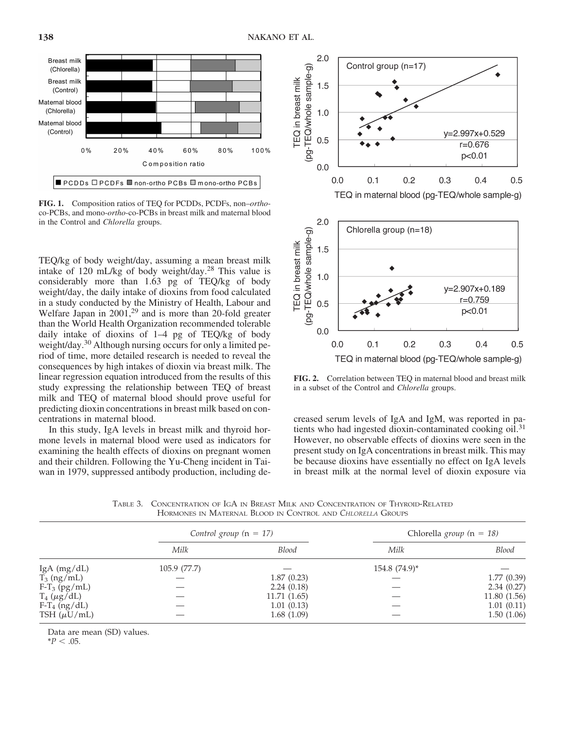**FIG. 1.** Composition ratios of TEQ for PCDDs, PCDFs, non–*ortho*-co-PCBs, and mono-*ortho*-co-PCBs in breast milk and maternal blood in the Control and *Chlorella* groups.

TEQ/kg of body weight/day, assuming a mean breast milk intake of 120 mL/kg of body weight/day.[28] This value is considerably more than 1.63 pg of TEQ/kg of body weight/day, the daily intake of dioxins from food calculated in a study conducted by the Ministry of Health, Labour and Welfare Japan in 2001,[29] and is more than 20-fold greater than the World Health Organization recommended tolerable daily intake of dioxins of 1–4 pg of TEQ/kg of body weight/day.[30] Although nursing occurs for only a limited period of time, more detailed research is needed to reveal the consequences by high intakes of dioxin via breast milk. The linear regression equation introduced from the results of this study expressing the relationship between TEQ of breast milk and TEQ of maternal blood should prove useful for predicting dioxin concentrations in breast milk based on concentrations in maternal blood.

In this study, IgA levels in breast milk and thyroid hormone levels in maternal blood were used as indicators for examining the health effects of dioxins on pregnant women and their children. Following the Yu-Cheng incident in Taiwan in 1979, suppressed antibody production, including decreased serum levels of IgA and IgM, was reported in patients who had ingested dioxin-contaminated cooking oil.[31] However, no observable effects of dioxins were seen in the present study on IgA concentrations in breast milk. This may be because dioxins have essentially no effect on IgA levels in breast milk at the normal level of dioxin exposure via

**FIG. 2.** Correlation between TEQ in maternal blood and breast milk in a subset of the Control and *Chlorella* groups.

TABLE 3. CONCENTRATION OF IGA IN BREAST MILK AND CONCENTRATION OF THYROID-RELATED HORMONES IN MATERNAL BLOOD IN CONTROL AND *CHLORELLA* GROUPS

| | *Control group* (n = 17) | | *Chlorella group* (n = 18) | |
|---|---|---|---|---|
| | *Milk* | *Blood* | *Milk* | *Blood* |
| IgA (mg/dL) | 105.9 (77.7) | — | 154.8 (74.9)* | — |
| $T_3$ (ng/mL) | — | 1.87 (0.23) | — | 1.77 (0.39) |
| F-$T_3$ (pg/mL) | — | 2.24 (0.18) | — | 2.34 (0.27) |
| $T_4$ ($\mu$g/dL) | — | 11.71 (1.65) | — | 11.80 (1.56) |
| F-$T_4$ (ng/dL) | — | 1.01 (0.13) | — | 1.01 (0.11) |
| TSH ($\mu$U/mL) | — | 1.68 (1.09) | — | 1.50 (1.06) |

Data are mean (SD) values.
*$P < .05$.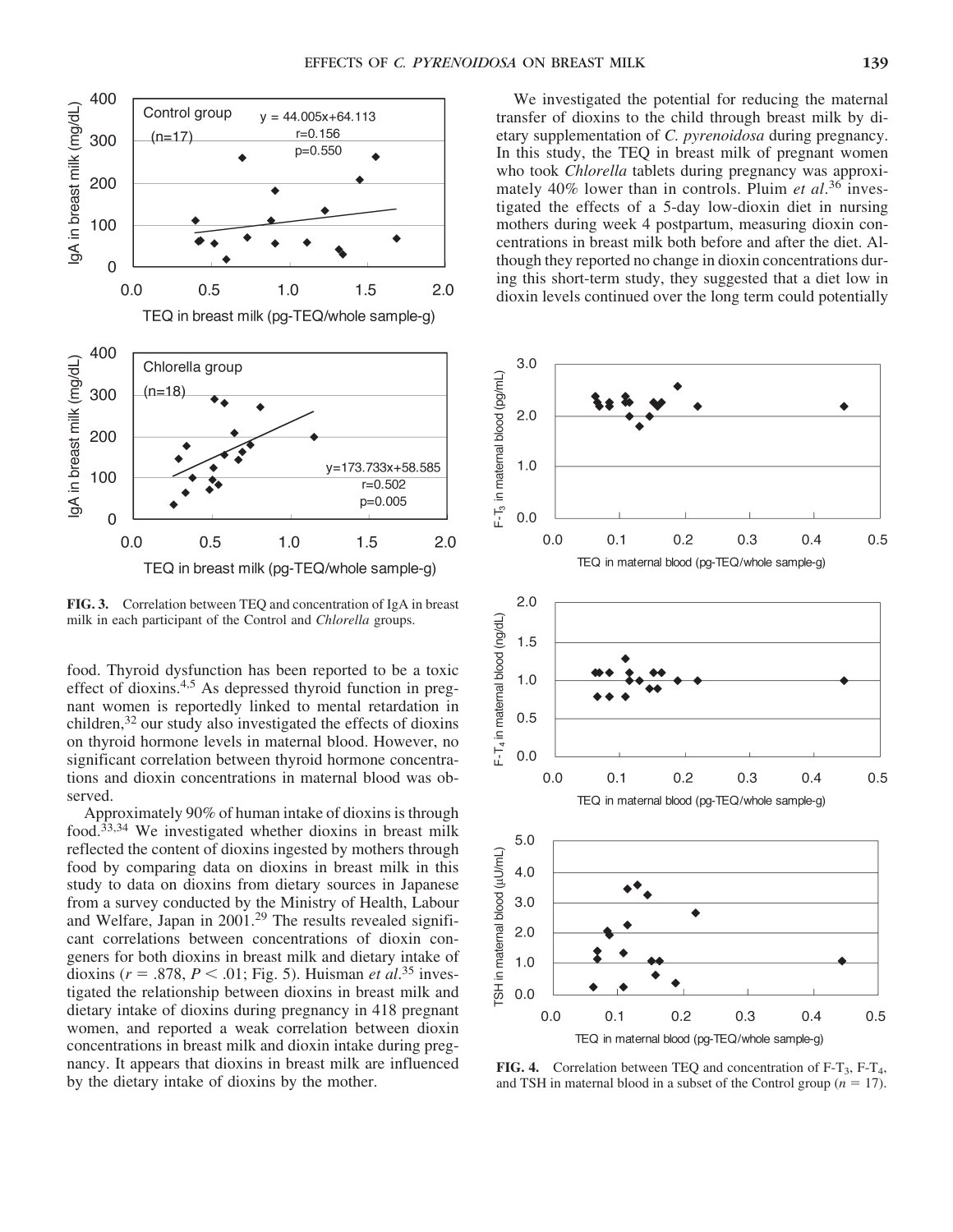FIG. 3. Correlation between TEQ and concentration of IgA in breast milk in each participant of the Control and *Chlorella* groups.

food. Thyroid dysfunction has been reported to be a toxic effect of dioxins.[4,5] As depressed thyroid function in pregnant women is reportedly linked to mental retardation in children,[32] our study also investigated the effects of dioxins on thyroid hormone levels in maternal blood. However, no significant correlation between thyroid hormone concentrations and dioxin concentrations in maternal blood was observed.

Approximately 90% of human intake of dioxins is through food.[33,34] We investigated whether dioxins in breast milk reflected the content of dioxins ingested by mothers through food by comparing data on dioxins in breast milk in this study to data on dioxins from dietary sources in Japanese from a survey conducted by the Ministry of Health, Labour and Welfare, Japan in 2001.[29] The results revealed significant correlations between concentrations of dioxin congeners for both dioxins in breast milk and dietary intake of dioxins ($r = .878$, $P < .01$; Fig. 5). Huisman *et al*.[35] investigated the relationship between dioxins in breast milk and dietary intake of dioxins during pregnancy in 418 pregnant women, and reported a weak correlation between dioxin concentrations in breast milk and dioxin intake during pregnancy. It appears that dioxins in breast milk are influenced by the dietary intake of dioxins by the mother.

We investigated the potential for reducing the maternal transfer of dioxins to the child through breast milk by dietary supplementation of *C. pyrenoidosa* during pregnancy. In this study, the TEQ in breast milk of pregnant women who took *Chlorella* tablets during pregnancy was approximately 40% lower than in controls. Pluim *et al*.[36] investigated the effects of a 5-day low-dioxin diet in nursing mothers during week 4 postpartum, measuring dioxin concentrations in breast milk both before and after the diet. Although they reported no change in dioxin concentrations during this short-term study, they suggested that a diet low in dioxin levels continued over the long term could potentially

FIG. 4. Correlation between TEQ and concentration of F-$T_3$, F-$T_4$, and TSH in maternal blood in a subset of the Control group ($n = 17$).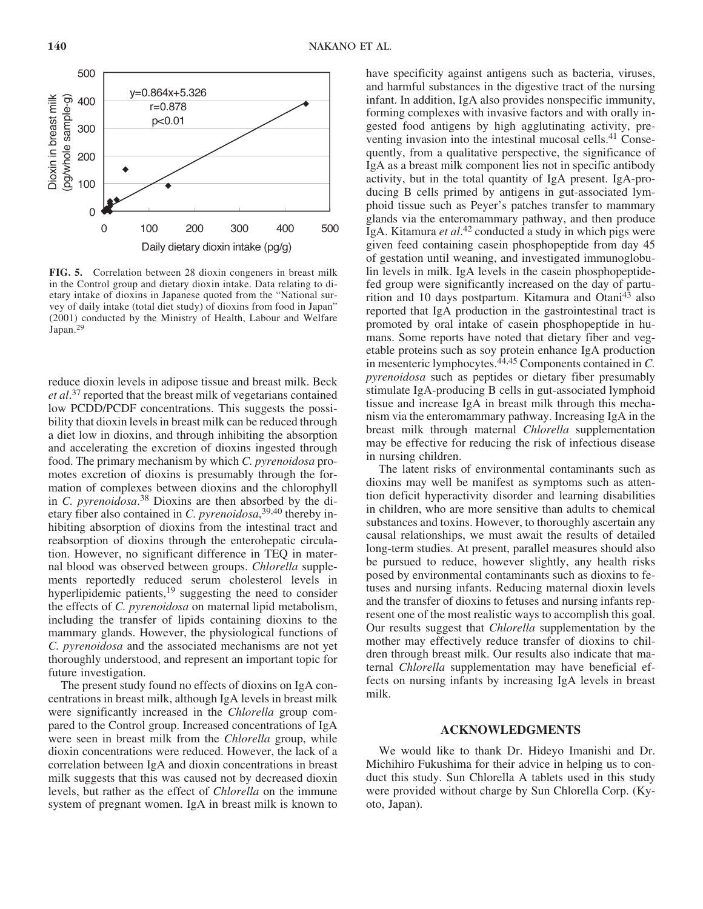**FIG. 5.** Correlation between 28 dioxin congeners in breast milk in the Control group and dietary dioxin intake. Data relating to dietary intake of dioxins in Japanese quoted from the "National survey of daily intake (total diet study) of dioxins from food in Japan" (2001) conducted by the Ministry of Health, Labour and Welfare Japan.[29]

reduce dioxin levels in adipose tissue and breast milk. Beck *et al*.[37] reported that the breast milk of vegetarians contained low PCDD/PCDF concentrations. This suggests the possibility that dioxin levels in breast milk can be reduced through a diet low in dioxins, and through inhibiting the absorption and accelerating the excretion of dioxins ingested through food. The primary mechanism by which *C. pyrenoidosa* promotes excretion of dioxins is presumably through the formation of complexes between dioxins and the chlorophyll in *C. pyrenoidosa*.[38] Dioxins are then absorbed by the dietary fiber also contained in *C. pyrenoidosa*,[39,40] thereby inhibiting absorption of dioxins from the intestinal tract and reabsorption of dioxins through the enterohepatic circulation. However, no significant difference in TEQ in maternal blood was observed between groups. *Chlorella* supplements reportedly reduced serum cholesterol levels in hyperlipidemic patients,[19] suggesting the need to consider the effects of *C. pyrenoidosa* on maternal lipid metabolism, including the transfer of lipids containing dioxins to the mammary glands. However, the physiological functions of *C. pyrenoidosa* and the associated mechanisms are not yet thoroughly understood, and represent an important topic for future investigation.

The present study found no effects of dioxins on IgA concentrations in breast milk, although IgA levels in breast milk were significantly increased in the *Chlorella* group compared to the Control group. Increased concentrations of IgA were seen in breast milk from the *Chlorella* group, while dioxin concentrations were reduced. However, the lack of a correlation between IgA and dioxin concentrations in breast milk suggests that this was caused not by decreased dioxin levels, but rather as the effect of *Chlorella* on the immune system of pregnant women. IgA in breast milk is known to have specificity against antigens such as bacteria, viruses, and harmful substances in the digestive tract of the nursing infant. In addition, IgA also provides nonspecific immunity, forming complexes with invasive factors and with orally ingested food antigens by high agglutinating activity, preventing invasion into the intestinal mucosal cells.[41] Consequently, from a qualitative perspective, the significance of IgA as a breast milk component lies not in specific antibody activity, but in the total quantity of IgA present. IgA-producing B cells primed by antigens in gut-associated lymphoid tissue such as Peyer's patches transfer to mammary glands via the enteromammary pathway, and then produce IgA. Kitamura *et al*.[42] conducted a study in which pigs were given feed containing casein phosphopeptide from day 45 of gestation until weaning, and investigated immunoglobulin levels in milk. IgA levels in the casein phosphopeptide-fed group were significantly increased on the day of parturition and 10 days postpartum. Kitamura and Otani[43] also reported that IgA production in the gastrointestinal tract is promoted by oral intake of casein phosphopeptide in humans. Some reports have noted that dietary fiber and vegetable proteins such as soy protein enhance IgA production in mesenteric lymphocytes.[44,45] Components contained in *C. pyrenoidosa* such as peptides or dietary fiber presumably stimulate IgA-producing B cells in gut-associated lymphoid tissue and increase IgA in breast milk through this mechanism via the enteromammary pathway. Increasing IgA in the breast milk through maternal *Chlorella* supplementation may be effective for reducing the risk of infectious disease in nursing children.

The latent risks of environmental contaminants such as dioxins may well be manifest as symptoms such as attention deficit hyperactivity disorder and learning disabilities in children, who are more sensitive than adults to chemical substances and toxins. However, to thoroughly ascertain any causal relationships, we must await the results of detailed long-term studies. At present, parallel measures should also be pursued to reduce, however slightly, any health risks posed by environmental contaminants such as dioxins to fetuses and nursing infants. Reducing maternal dioxin levels and the transfer of dioxins to fetuses and nursing infants represent one of the most realistic ways to accomplish this goal. Our results suggest that *Chlorella* supplementation by the mother may effectively reduce transfer of dioxins to children through breast milk. Our results also indicate that maternal *Chlorella* supplementation may have beneficial effects on nursing infants by increasing IgA levels in breast milk.

## ACKNOWLEDGMENTS

We would like to thank Dr. Hideyo Imanishi and Dr. Michihiro Fukushima for their advice in helping us to conduct this study. Sun Chlorella A tablets used in this study were provided without charge by Sun Chlorella Corp. (Kyoto, Japan).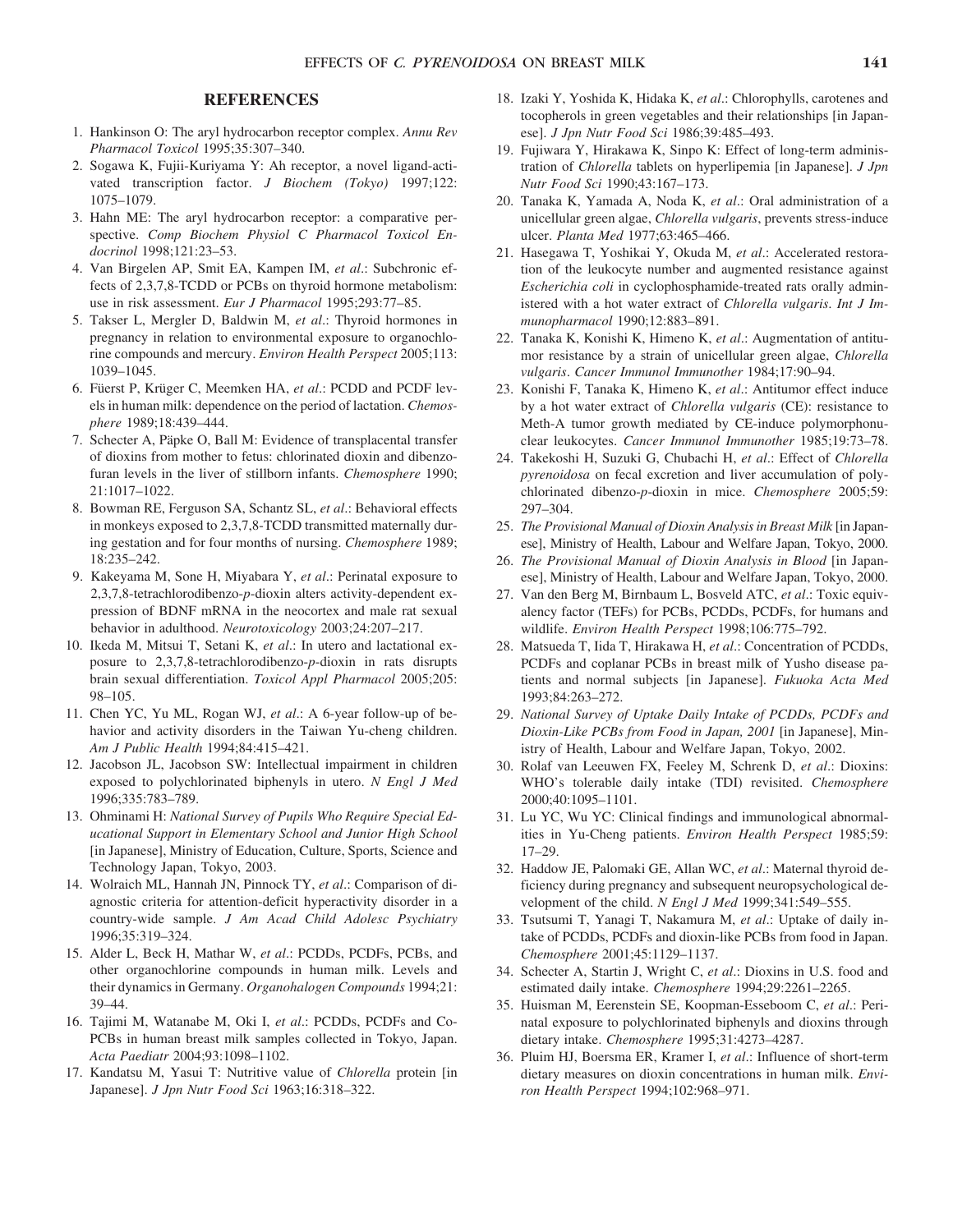## REFERENCES

1. Hankinson O: The aryl hydrocarbon receptor complex. *Annu Rev Pharmacol Toxicol* 1995;35:307–340.
2. Sogawa K, Fujii-Kuriyama Y: Ah receptor, a novel ligand-activated transcription factor. *J Biochem (Tokyo)* 1997;122: 1075–1079.
3. Hahn ME: The aryl hydrocarbon receptor: a comparative perspective. *Comp Biochem Physiol C Pharmacol Toxicol Endocrinol* 1998;121:23–53.
4. Van Birgelen AP, Smit EA, Kampen IM, *et al*.: Subchronic effects of 2,3,7,8-TCDD or PCBs on thyroid hormone metabolism: use in risk assessment. *Eur J Pharmacol* 1995;293:77–85.
5. Takser L, Mergler D, Baldwin M, *et al*.: Thyroid hormones in pregnancy in relation to environmental exposure to organochlorine compounds and mercury. *Environ Health Perspect* 2005;113: 1039–1045.
6. Füerst P, Krüger C, Meemken HA, *et al*.: PCDD and PCDF levels in human milk: dependence on the period of lactation. *Chemosphere* 1989;18:439–444.
7. Schecter A, Päpke O, Ball M: Evidence of transplacental transfer of dioxins from mother to fetus: chlorinated dioxin and dibenzofuran levels in the liver of stillborn infants. *Chemosphere* 1990; 21:1017–1022.
8. Bowman RE, Ferguson SA, Schantz SL, *et al*.: Behavioral effects in monkeys exposed to 2,3,7,8-TCDD transmitted maternally during gestation and for four months of nursing. *Chemosphere* 1989; 18:235–242.
9. Kakeyama M, Sone H, Miyabara Y, *et al*.: Perinatal exposure to 2,3,7,8-tetrachlorodibenzo-*p*-dioxin alters activity-dependent expression of BDNF mRNA in the neocortex and male rat sexual behavior in adulthood. *Neurotoxicology* 2003;24:207–217.
10. Ikeda M, Mitsui T, Setani K, *et al*.: In utero and lactational exposure to 2,3,7,8-tetrachlorodibenzo-*p*-dioxin in rats disrupts brain sexual differentiation. *Toxicol Appl Pharmacol* 2005;205: 98–105.
11. Chen YC, Yu ML, Rogan WJ, *et al*.: A 6-year follow-up of behavior and activity disorders in the Taiwan Yu-cheng children. *Am J Public Health* 1994;84:415–421.
12. Jacobson JL, Jacobson SW: Intellectual impairment in children exposed to polychlorinated biphenyls in utero. *N Engl J Med* 1996;335:783–789.
13. Ohminami H: *National Survey of Pupils Who Require Special Educational Support in Elementary School and Junior High School* [in Japanese], Ministry of Education, Culture, Sports, Science and Technology Japan, Tokyo, 2003.
14. Wolraich ML, Hannah JN, Pinnock TY, *et al*.: Comparison of diagnostic criteria for attention-deficit hyperactivity disorder in a country-wide sample. *J Am Acad Child Adolesc Psychiatry* 1996;35:319–324.
15. Alder L, Beck H, Mathar W, *et al*.: PCDDs, PCDFs, PCBs, and other organochlorine compounds in human milk. Levels and their dynamics in Germany. *Organohalogen Compounds* 1994;21: 39–44.
16. Tajimi M, Watanabe M, Oki I, *et al*.: PCDDs, PCDFs and Co-PCBs in human breast milk samples collected in Tokyo, Japan. *Acta Paediatr* 2004;93:1098–1102.
17. Kandatsu M, Yasui T: Nutritive value of *Chlorella* protein [in Japanese]. *J Jpn Nutr Food Sci* 1963;16:318–322.
18. Izaki Y, Yoshida K, Hidaka K, *et al*.: Chlorophylls, carotenes and tocopherols in green vegetables and their relationships [in Japanese]. *J Jpn Nutr Food Sci* 1986;39:485–493.
19. Fujiwara Y, Hirakawa K, Sinpo K: Effect of long-term administration of *Chlorella* tablets on hyperlipemia [in Japanese]. *J Jpn Nutr Food Sci* 1990;43:167–173.
20. Tanaka K, Yamada A, Noda K, *et al*.: Oral administration of a unicellular green algae, *Chlorella vulgaris*, prevents stress-induce ulcer. *Planta Med* 1977;63:465–466.
21. Hasegawa T, Yoshikai Y, Okuda M, *et al*.: Accelerated restoration of the leukocyte number and augmented resistance against *Escherichia coli* in cyclophosphamide-treated rats orally administered with a hot water extract of *Chlorella vulgaris*. *Int J Immunopharmacol* 1990;12:883–891.
22. Tanaka K, Konishi K, Himeno K, *et al*.: Augmentation of antitumor resistance by a strain of unicellular green algae, *Chlorella vulgaris*. *Cancer Immunol Immunother* 1984;17:90–94.
23. Konishi F, Tanaka K, Himeno K, *et al*.: Antitumor effect induce by a hot water extract of *Chlorella vulgaris* (CE): resistance to Meth-A tumor growth mediated by CE-induce polymorphonuclear leukocytes. *Cancer Immunol Immunother* 1985;19:73–78.
24. Takekoshi H, Suzuki G, Chubachi H, *et al*.: Effect of *Chlorella pyrenoidosa* on fecal excretion and liver accumulation of polychlorinated dibenzo-*p*-dioxin in mice. *Chemosphere* 2005;59: 297–304.
25. *The Provisional Manual of Dioxin Analysis in Breast Milk* [in Japanese], Ministry of Health, Labour and Welfare Japan, Tokyo, 2000.
26. *The Provisional Manual of Dioxin Analysis in Blood* [in Japanese], Ministry of Health, Labour and Welfare Japan, Tokyo, 2000.
27. Van den Berg M, Birnbaum L, Bosveld ATC, *et al*.: Toxic equivalency factor (TEFs) for PCBs, PCDDs, PCDFs, for humans and wildlife. *Environ Health Perspect* 1998;106:775–792.
28. Matsueda T, Iida T, Hirakawa H, *et al*.: Concentration of PCDDs, PCDFs and coplanar PCBs in breast milk of Yusho disease patients and normal subjects [in Japanese]. *Fukuoka Acta Med* 1993;84:263–272.
29. *National Survey of Uptake Daily Intake of PCDDs, PCDFs and Dioxin-Like PCBs from Food in Japan, 2001* [in Japanese], Ministry of Health, Labour and Welfare Japan, Tokyo, 2002.
30. Rolaf van Leeuwen FX, Feeley M, Schrenk D, *et al*.: Dioxins: WHO's tolerable daily intake (TDI) revisited. *Chemosphere* 2000;40:1095–1101.
31. Lu YC, Wu YC: Clinical findings and immunological abnormalities in Yu-Cheng patients. *Environ Health Perspect* 1985;59: 17–29.
32. Haddow JE, Palomaki GE, Allan WC, *et al*.: Maternal thyroid deficiency during pregnancy and subsequent neuropsychological development of the child. *N Engl J Med* 1999;341:549–555.
33. Tsutsumi T, Yanagi T, Nakamura M, *et al*.: Uptake of daily intake of PCDDs, PCDFs and dioxin-like PCBs from food in Japan. *Chemosphere* 2001;45:1129–1137.
34. Schecter A, Startin J, Wright C, *et al*.: Dioxins in U.S. food and estimated daily intake. *Chemosphere* 1994;29:2261–2265.
35. Huisman M, Eerenstein SE, Koopman-Esseboom C, *et al*.: Perinatal exposure to polychlorinated biphenyls and dioxins through dietary intake. *Chemosphere* 1995;31:4273–4287.
36. Pluim HJ, Boersma ER, Kramer I, *et al*.: Influence of short-term dietary measures on dioxin concentrations in human milk. *Environ Health Perspect* 1994;102:968–971.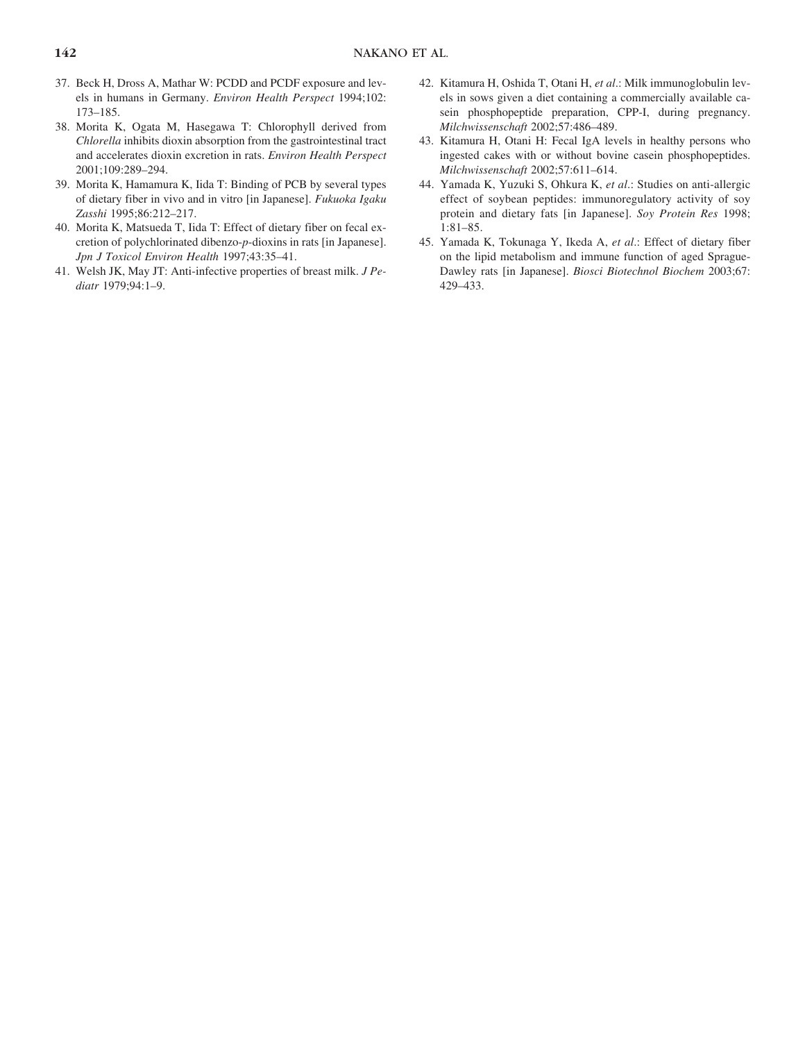37. Beck H, Dross A, Mathar W: PCDD and PCDF exposure and levels in humans in Germany. *Environ Health Perspect* 1994;102: 173–185.
38. Morita K, Ogata M, Hasegawa T: Chlorophyll derived from *Chlorella* inhibits dioxin absorption from the gastrointestinal tract and accelerates dioxin excretion in rats. *Environ Health Perspect* 2001;109:289–294.
39. Morita K, Hamamura K, Iida T: Binding of PCB by several types of dietary fiber in vivo and in vitro [in Japanese]. *Fukuoka Igaku Zasshi* 1995;86:212–217.
40. Morita K, Matsueda T, Iida T: Effect of dietary fiber on fecal excretion of polychlorinated dibenzo-*p*-dioxins in rats [in Japanese]. *Jpn J Toxicol Environ Health* 1997;43:35–41.
41. Welsh JK, May JT: Anti-infective properties of breast milk. *J Pediatr* 1979;94:1–9.
42. Kitamura H, Oshida T, Otani H, *et al*.: Milk immunoglobulin levels in sows given a diet containing a commercially available casein phosphopeptide preparation, CPP-I, during pregnancy. *Milchwissenschaft* 2002;57:486–489.
43. Kitamura H, Otani H: Fecal IgA levels in healthy persons who ingested cakes with or without bovine casein phosphopeptides. *Milchwissenschaft* 2002;57:611–614.
44. Yamada K, Yuzuki S, Ohkura K, *et al*.: Studies on anti-allergic effect of soybean peptides: immunoregulatory activity of soy protein and dietary fats [in Japanese]. *Soy Protein Res* 1998; 1:81–85.
45. Yamada K, Tokunaga Y, Ikeda A, *et al*.: Effect of dietary fiber on the lipid metabolism and immune function of aged Sprague-Dawley rats [in Japanese]. *Biosci Biotechnol Biochem* 2003;67: 429–433.